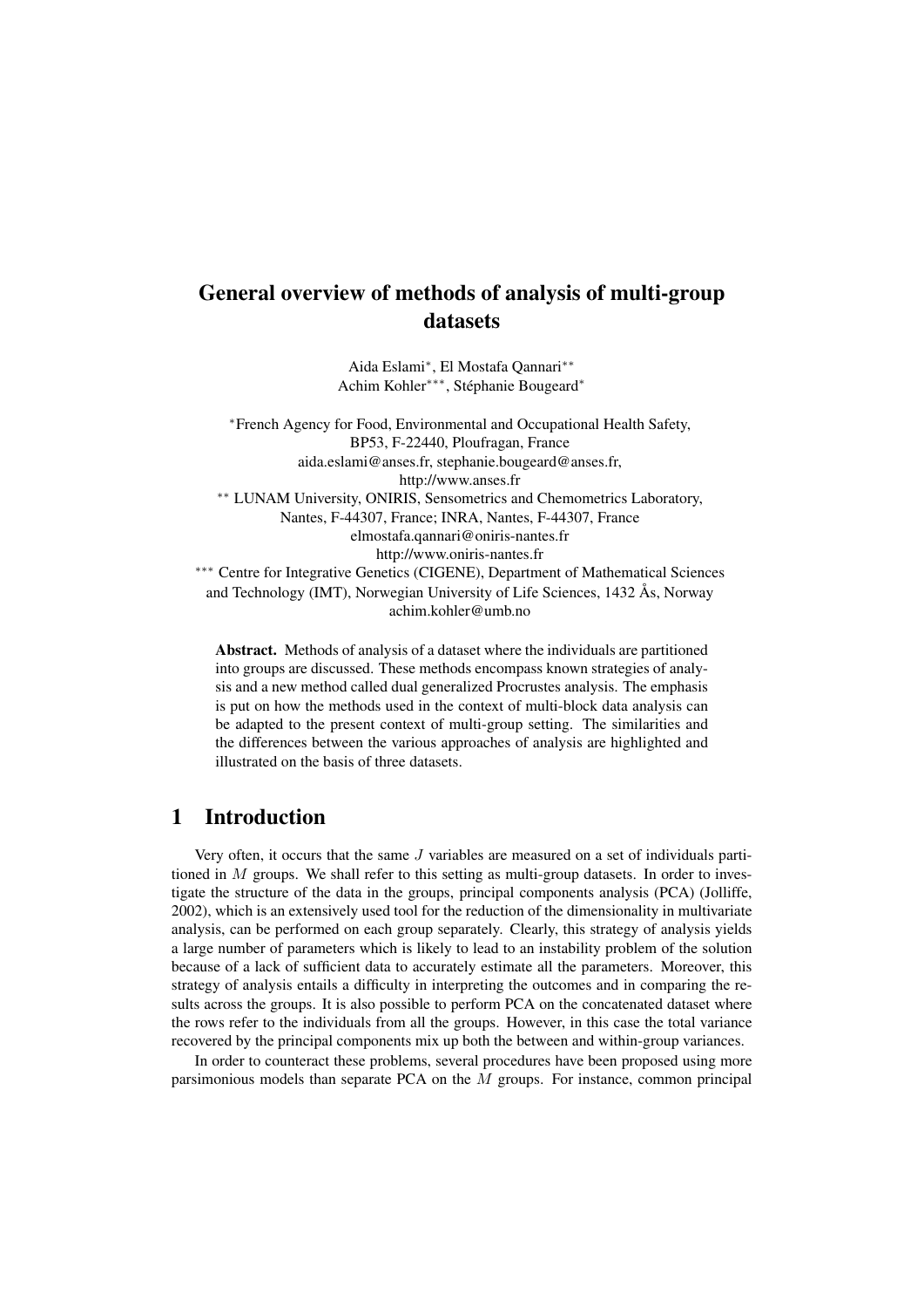# General overview of methods of analysis of multi-group datasets

Aida Eslami*, El Mostafa Qannari**
Achim Kohler***, Stéphanie Bougeard*

*French Agency for Food, Environmental and Occupational Health Safety,
BP53, F-22440, Ploufragan, France
aida.eslami@anses.fr, stephanie.bougeard@anses.fr,
http://www.anses.fr

** LUNAM University, ONIRIS, Sensometrics and Chemometrics Laboratory,
Nantes, F-44307, France; INRA, Nantes, F-44307, France
elmostafa.qannari@oniris-nantes.fr
http://www.oniris-nantes.fr

*** Centre for Integrative Genetics (CIGENE), Department of Mathematical Sciences
and Technology (IMT), Norwegian University of Life Sciences, 1432 Ås, Norway
achim.kohler@umb.no

**Abstract.** Methods of analysis of a dataset where the individuals are partitioned into groups are discussed. These methods encompass known strategies of analysis and a new method called dual generalized Procrustes analysis. The emphasis is put on how the methods used in the context of multi-block data analysis can be adapted to the present context of multi-group setting. The similarities and the differences between the various approaches of analysis are highlighted and illustrated on the basis of three datasets.

## 1 Introduction

Very often, it occurs that the same $J$ variables are measured on a set of individuals partitioned in $M$ groups. We shall refer to this setting as multi-group datasets. In order to investigate the structure of the data in the groups, principal components analysis (PCA) (Jolliffe, 2002), which is an extensively used tool for the reduction of the dimensionality in multivariate analysis, can be performed on each group separately. Clearly, this strategy of analysis yields a large number of parameters which is likely to lead to an instability problem of the solution because of a lack of sufficient data to accurately estimate all the parameters. Moreover, this strategy of analysis entails a difficulty in interpreting the outcomes and in comparing the results across the groups. It is also possible to perform PCA on the concatenated dataset where the rows refer to the individuals from all the groups. However, in this case the total variance recovered by the principal components mix up both the between and within-group variances.

In order to counteract these problems, several procedures have been proposed using more parsimonious models than separate PCA on the $M$ groups. For instance, common principal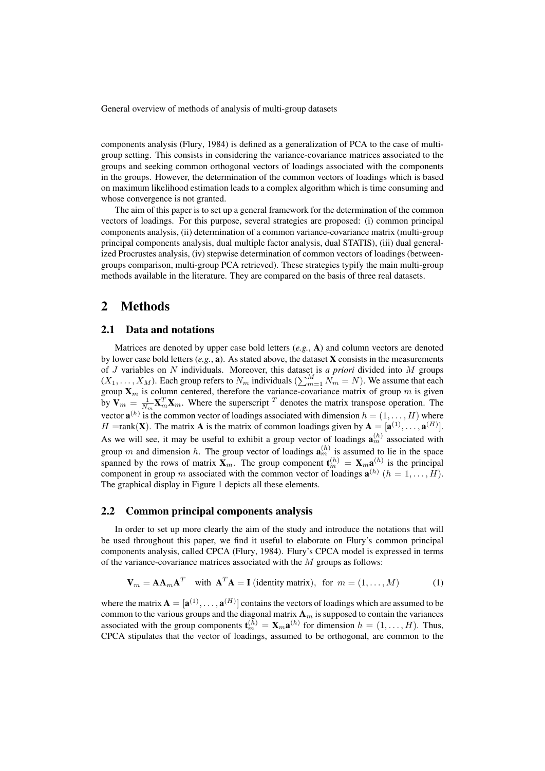components analysis (Flury, 1984) is defined as a generalization of PCA to the case of multi-group setting. This consists in considering the variance-covariance matrices associated to the groups and seeking common orthogonal vectors of loadings associated with the components in the groups. However, the determination of the common vectors of loadings which is based on maximum likelihood estimation leads to a complex algorithm which is time consuming and whose convergence is not granted.

The aim of this paper is to set up a general framework for the determination of the common vectors of loadings. For this purpose, several strategies are proposed: (i) common principal components analysis, (ii) determination of a common variance-covariance matrix (multi-group principal components analysis, dual multiple factor analysis, dual STATIS), (iii) dual generalized Procrustes analysis, (iv) stepwise determination of common vectors of loadings (between-groups comparison, multi-group PCA retrieved). These strategies typify the main multi-group methods available in the literature. They are compared on the basis of three real datasets.

# 2 Methods

## 2.1 Data and notations

Matrices are denoted by upper case bold letters (*e.g.*, $\mathbf{A}$) and column vectors are denoted by lower case bold letters (*e.g.*, $\mathbf{a}$). As stated above, the dataset $\mathbf{X}$ consists in the measurements of $J$ variables on $N$ individuals. Moreover, this dataset is *a priori* divided into $M$ groups $(X_1, \ldots, X_M)$. Each group refers to $N_m$ individuals ($\sum_{m=1}^{M} N_m = N$). We assume that each group $\mathbf{X}_m$ is column centered, therefore the variance-covariance matrix of group $m$ is given by $\mathbf{V}_m = \frac{1}{N_m}\mathbf{X}_m^T\mathbf{X}_m$. Where the superscript $^T$ denotes the matrix transpose operation. The vector $\mathbf{a}^{(h)}$ is the common vector of loadings associated with dimension $h = (1, \ldots, H)$ where $H$ =rank($\mathbf{X}$). The matrix $\mathbf{A}$ is the matrix of common loadings given by $\mathbf{A} = [\mathbf{a}^{(1)}, \ldots, \mathbf{a}^{(H)}]$. As we will see, it may be useful to exhibit a group vector of loadings $\mathbf{a}_m^{(h)}$ associated with group $m$ and dimension $h$. The group vector of loadings $\mathbf{a}_m^{(h)}$ is assumed to lie in the space spanned by the rows of matrix $\mathbf{X}_m$. The group component $\mathbf{t}_m^{(h)} = \mathbf{X}_m\mathbf{a}^{(h)}$ is the principal component in group $m$ associated with the common vector of loadings $\mathbf{a}^{(h)}$ $(h = 1, \ldots, H)$. The graphical display in Figure 1 depicts all these elements.

## 2.2 Common principal components analysis

In order to set up more clearly the aim of the study and introduce the notations that will be used throughout this paper, we find it useful to elaborate on Flury's common principal components analysis, called CPCA (Flury, 1984). Flury's CPCA model is expressed in terms of the variance-covariance matrices associated with the $M$ groups as follows:

$$\mathbf{V}_m = \mathbf{A}\mathbf{\Lambda}_m\mathbf{A}^T \quad \text{with } \mathbf{A}^T\mathbf{A} = \mathbf{I} \text{ (identity matrix)}, \text{ for } m = (1, \ldots, M) \tag{1}$$

where the matrix $\mathbf{A} = [\mathbf{a}^{(1)}, \ldots, \mathbf{a}^{(H)}]$ contains the vectors of loadings which are assumed to be common to the various groups and the diagonal matrix $\mathbf{\Lambda}_m$ is supposed to contain the variances associated with the group components $\mathbf{t}_m^{(h)} = \mathbf{X}_m\mathbf{a}^{(h)}$ for dimension $h = (1, \ldots, H)$. Thus, CPCA stipulates that the vector of loadings, assumed to be orthogonal, are common to the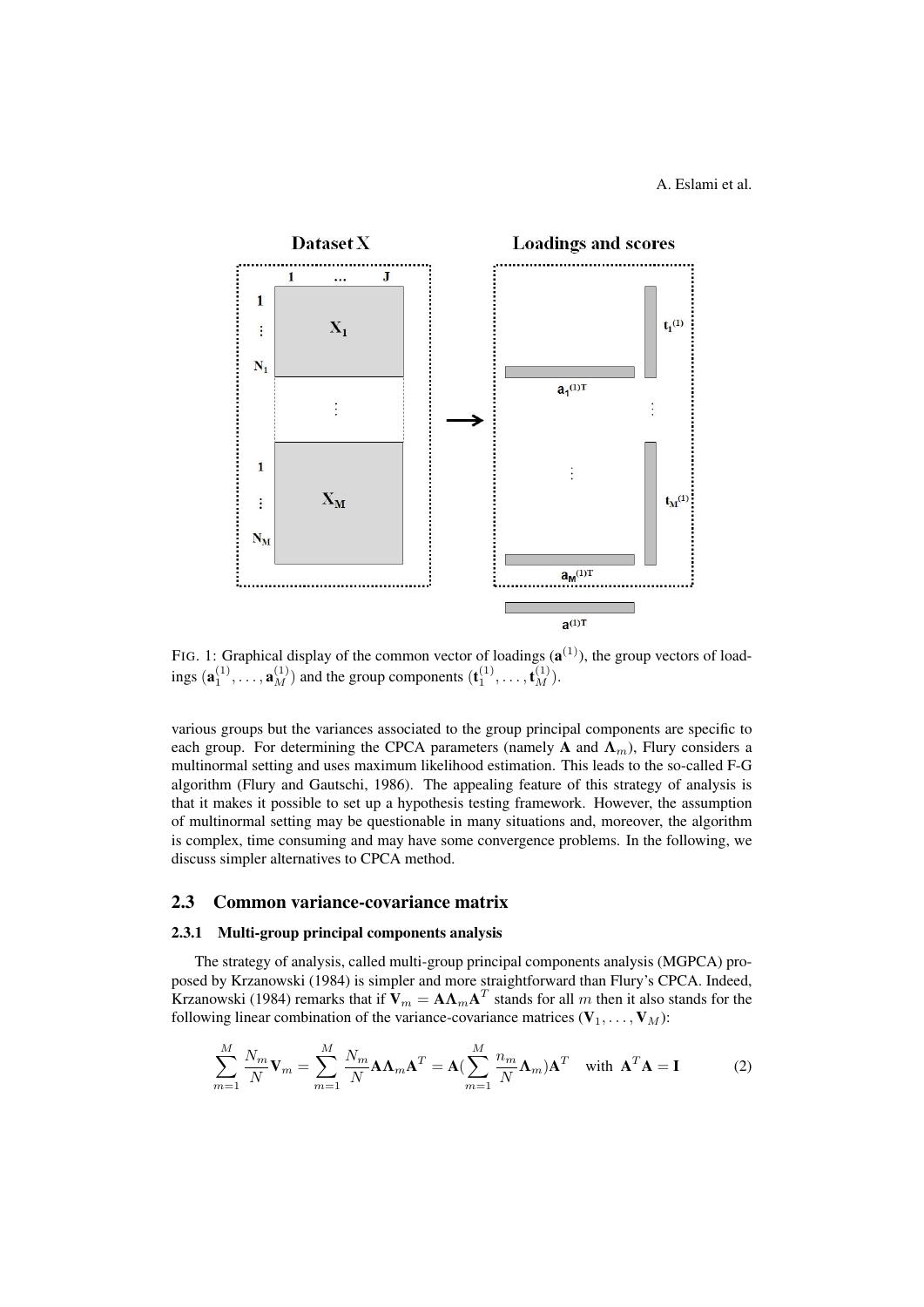FIG. 1: Graphical display of the common vector of loadings ($\mathbf{a}^{(1)}$), the group vectors of loadings ($\mathbf{a}_1^{(1)}, \ldots, \mathbf{a}_M^{(1)}$) and the group components ($\mathbf{t}_1^{(1)}, \ldots, \mathbf{t}_M^{(1)}$).

various groups but the variances associated to the group principal components are specific to each group. For determining the CPCA parameters (namely $\mathbf{A}$ and $\mathbf{\Lambda}_m$), Flury considers a multinormal setting and uses maximum likelihood estimation. This leads to the so-called F-G algorithm (Flury and Gautschi, 1986). The appealing feature of this strategy of analysis is that it makes it possible to set up a hypothesis testing framework. However, the assumption of multinormal setting may be questionable in many situations and, moreover, the algorithm is complex, time consuming and may have some convergence problems. In the following, we discuss simpler alternatives to CPCA method.

## 2.3 Common variance-covariance matrix

### 2.3.1 Multi-group principal components analysis

The strategy of analysis, called multi-group principal components analysis (MGPCA) proposed by Krzanowski (1984) is simpler and more straightforward than Flury's CPCA. Indeed, Krzanowski (1984) remarks that if $\mathbf{V}_m = \mathbf{A}\mathbf{\Lambda}_m\mathbf{A}^T$ stands for all $m$ then it also stands for the following linear combination of the variance-covariance matrices ($\mathbf{V}_1, \ldots, \mathbf{V}_M$):

$$\sum_{m=1}^{M} \frac{N_m}{N}\mathbf{V}_m = \sum_{m=1}^{M} \frac{N_m}{N}\mathbf{A}\mathbf{\Lambda}_m\mathbf{A}^T = \mathbf{A}\left(\sum_{m=1}^{M} \frac{n_m}{N}\mathbf{\Lambda}_m\right)\mathbf{A}^T \quad \text{with } \mathbf{A}^T\mathbf{A} = \mathbf{I} \tag{2}$$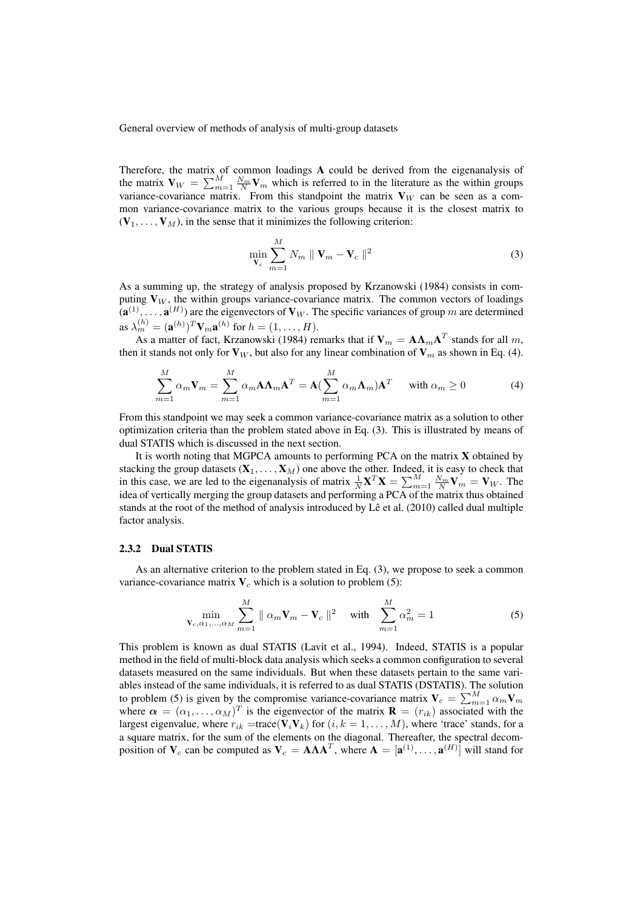Therefore, the matrix of common loadings $\mathbf{A}$ could be derived from the eigenanalysis of the matrix $\mathbf{V}_W = \sum_{m=1}^{M} \frac{N_m}{N} \mathbf{V}_m$ which is referred to in the literature as the within groups variance-covariance matrix. From this standpoint the matrix $\mathbf{V}_W$ can be seen as a common variance-covariance matrix to the various groups because it is the closest matrix to $(\mathbf{V}_1, \ldots, \mathbf{V}_M)$, in the sense that it minimizes the following criterion:

$$\min_{\mathbf{V}_c} \sum_{m=1}^{M} N_m \parallel \mathbf{V}_m - \mathbf{V}_c \parallel^2 \tag{3}$$

As a summing up, the strategy of analysis proposed by Krzanowski (1984) consists in computing $\mathbf{V}_W$, the within groups variance-covariance matrix. The common vectors of loadings $(\mathbf{a}^{(1)}, \ldots, \mathbf{a}^{(H)})$ are the eigenvectors of $\mathbf{V}_W$. The specific variances of group $m$ are determined as $\lambda_m^{(h)} = (\mathbf{a}^{(h)})^T \mathbf{V}_m \mathbf{a}^{(h)}$ for $h = (1, \ldots, H)$.

As a matter of fact, Krzanowski (1984) remarks that if $\mathbf{V}_m = \mathbf{A}\mathbf{\Lambda}_m\mathbf{A}^T$ stands for all $m$, then it stands not only for $\mathbf{V}_W$, but also for any linear combination of $\mathbf{V}_m$ as shown in Eq. (4).

$$\sum_{m=1}^{M} \alpha_m \mathbf{V}_m = \sum_{m=1}^{M} \alpha_m \mathbf{A}\mathbf{\Lambda}_m\mathbf{A}^T = \mathbf{A}(\sum_{m=1}^{M} \alpha_m \mathbf{\Lambda}_m)\mathbf{A}^T \quad \text{with } \alpha_m \geq 0 \tag{4}$$

From this standpoint we may seek a common variance-covariance matrix as a solution to other optimization criteria than the problem stated above in Eq. (3). This is illustrated by means of dual STATIS which is discussed in the next section.

It is worth noting that MGPCA amounts to performing PCA on the matrix $\mathbf{X}$ obtained by stacking the group datasets $(\mathbf{X}_1, \ldots, \mathbf{X}_M)$ one above the other. Indeed, it is easy to check that in this case, we are led to the eigenanalysis of matrix $\frac{1}{N}\mathbf{X}^T\mathbf{X} = \sum_{m=1}^{M} \frac{N_m}{N} \mathbf{V}_m = \mathbf{V}_W$. The idea of vertically merging the group datasets and performing a PCA of the matrix thus obtained stands at the root of the method of analysis introduced by Lê et al. (2010) called dual multiple factor analysis.

### 2.3.2 Dual STATIS

As an alternative criterion to the problem stated in Eq. (3), we propose to seek a common variance-covariance matrix $\mathbf{V}_c$ which is a solution to problem (5):

$$\min_{\mathbf{V}_c, \alpha_1, \ldots, \alpha_M} \sum_{m=1}^{M} \parallel \alpha_m \mathbf{V}_m - \mathbf{V}_c \parallel^2 \quad \text{with} \quad \sum_{m=1}^{M} \alpha_m^2 = 1 \tag{5}$$

This problem is known as dual STATIS (Lavit et al., 1994). Indeed, STATIS is a popular method in the field of multi-block data analysis which seeks a common configuration to several datasets measured on the same individuals. But when these datasets pertain to the same variables instead of the same individuals, it is referred to as dual STATIS (DSTATIS). The solution to problem (5) is given by the compromise variance-covariance matrix $\mathbf{V}_c = \sum_{m=1}^{M} \alpha_m \mathbf{V}_m$ where $\boldsymbol{\alpha} = (\alpha_1, \ldots, \alpha_M)^T$ is the eigenvector of the matrix $\mathbf{R} = (r_{ik})$ associated with the largest eigenvalue, where $r_{ik}$ =trace$(\mathbf{V}_i\mathbf{V}_k)$ for $(i, k = 1, \ldots, M)$, where 'trace' stands, for a a square matrix, for the sum of the elements on the diagonal. Thereafter, the spectral decomposition of $\mathbf{V}_c$ can be computed as $\mathbf{V}_c = \mathbf{A}\mathbf{\Lambda}\mathbf{A}^T$, where $\mathbf{A} = [\mathbf{a}^{(1)}, \ldots, \mathbf{a}^{(H)}]$ will stand for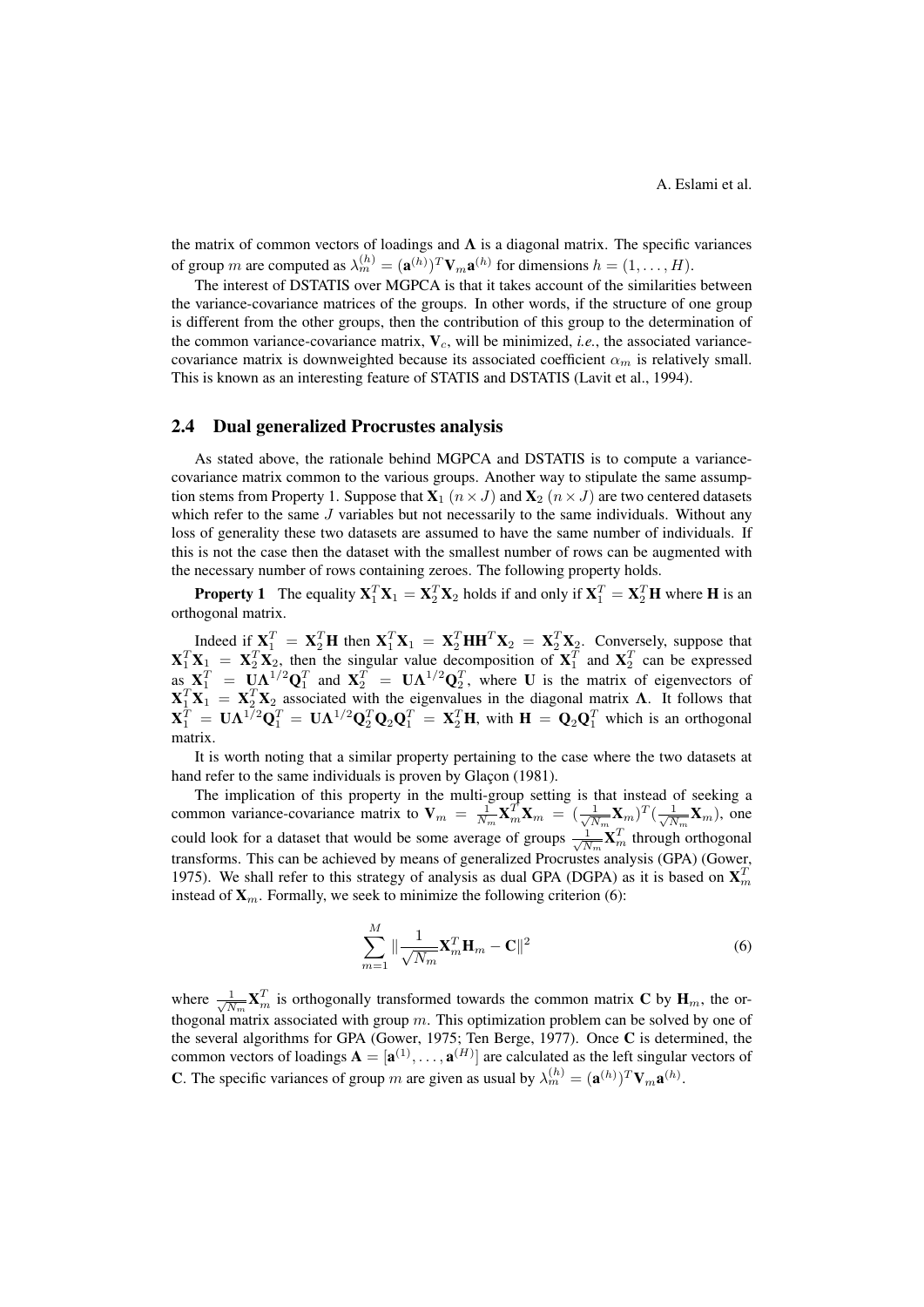the matrix of common vectors of loadings and $\mathbf{\Lambda}$ is a diagonal matrix. The specific variances of group $m$ are computed as $\lambda_m^{(h)} = (\mathbf{a}^{(h)})^T \mathbf{V}_m \mathbf{a}^{(h)}$ for dimensions $h = (1, \ldots, H)$.

The interest of DSTATIS over MGPCA is that it takes account of the similarities between the variance-covariance matrices of the groups. In other words, if the structure of one group is different from the other groups, then the contribution of this group to the determination of the common variance-covariance matrix, $\mathbf{V}_c$, will be minimized, *i.e.*, the associated variance-covariance matrix is downweighted because its associated coefficient $\alpha_m$ is relatively small. This is known as an interesting feature of STATIS and DSTATIS (Lavit et al., 1994).

## 2.4 Dual generalized Procrustes analysis

As stated above, the rationale behind MGPCA and DSTATIS is to compute a variance-covariance matrix common to the various groups. Another way to stipulate the same assumption stems from Property 1. Suppose that $\mathbf{X}_1$ $(n \times J)$ and $\mathbf{X}_2$ $(n \times J)$ are two centered datasets which refer to the same $J$ variables but not necessarily to the same individuals. Without any loss of generality these two datasets are assumed to have the same number of individuals. If this is not the case then the dataset with the smallest number of rows can be augmented with the necessary number of rows containing zeroes. The following property holds.

**Property 1** The equality $\mathbf{X}_1^T \mathbf{X}_1 = \mathbf{X}_2^T \mathbf{X}_2$ holds if and only if $\mathbf{X}_1^T = \mathbf{X}_2^T \mathbf{H}$ where $\mathbf{H}$ is an orthogonal matrix.

Indeed if $\mathbf{X}_1^T = \mathbf{X}_2^T \mathbf{H}$ then $\mathbf{X}_1^T \mathbf{X}_1 = \mathbf{X}_2^T \mathbf{H} \mathbf{H}^T \mathbf{X}_2 = \mathbf{X}_2^T \mathbf{X}_2$. Conversely, suppose that $\mathbf{X}_1^T \mathbf{X}_1 = \mathbf{X}_2^T \mathbf{X}_2$, then the singular value decomposition of $\mathbf{X}_1^T$ and $\mathbf{X}_2^T$ can be expressed as $\mathbf{X}_1^T = \mathbf{U} \mathbf{\Lambda}^{1/2} \mathbf{Q}_1^T$ and $\mathbf{X}_2^T = \mathbf{U} \mathbf{\Lambda}^{1/2} \mathbf{Q}_2^T$, where $\mathbf{U}$ is the matrix of eigenvectors of $\mathbf{X}_1^T \mathbf{X}_1 = \mathbf{X}_2^T \mathbf{X}_2$ associated with the eigenvalues in the diagonal matrix $\mathbf{\Lambda}$. It follows that $\mathbf{X}_1^T = \mathbf{U} \mathbf{\Lambda}^{1/2} \mathbf{Q}_1^T = \mathbf{U} \mathbf{\Lambda}^{1/2} \mathbf{Q}_2^T \mathbf{Q}_2 \mathbf{Q}_1^T = \mathbf{X}_2^T \mathbf{H}$, with $\mathbf{H} = \mathbf{Q}_2 \mathbf{Q}_1^T$ which is an orthogonal matrix.

It is worth noting that a similar property pertaining to the case where the two datasets at hand refer to the same individuals is proven by Glaçon (1981).

The implication of this property in the multi-group setting is that instead of seeking a common variance-covariance matrix to $\mathbf{V}_m = \frac{1}{N_m} \mathbf{X}_m^T \mathbf{X}_m = (\frac{1}{\sqrt{N_m}} \mathbf{X}_m)^T (\frac{1}{\sqrt{N_m}} \mathbf{X}_m)$, one could look for a dataset that would be some average of groups $\frac{1}{\sqrt{N_m}} \mathbf{X}_m^T$ through orthogonal transforms. This can be achieved by means of generalized Procrustes analysis (GPA) (Gower, 1975). We shall refer to this strategy of analysis as dual GPA (DGPA) as it is based on $\mathbf{X}_m^T$ instead of $\mathbf{X}_m$. Formally, we seek to minimize the following criterion (6):

$$\sum_{m=1}^{M} \| \frac{1}{\sqrt{N_m}} \mathbf{X}_m^T \mathbf{H}_m - \mathbf{C} \|^2 \tag{6}$$

where $\frac{1}{\sqrt{N_m}} \mathbf{X}_m^T$ is orthogonally transformed towards the common matrix $\mathbf{C}$ by $\mathbf{H}_m$, the orthogonal matrix associated with group $m$. This optimization problem can be solved by one of the several algorithms for GPA (Gower, 1975; Ten Berge, 1977). Once $\mathbf{C}$ is determined, the common vectors of loadings $\mathbf{A} = [\mathbf{a}^{(1)}, \ldots, \mathbf{a}^{(H)}]$ are calculated as the left singular vectors of $\mathbf{C}$. The specific variances of group $m$ are given as usual by $\lambda_m^{(h)} = (\mathbf{a}^{(h)})^T \mathbf{V}_m \mathbf{a}^{(h)}$.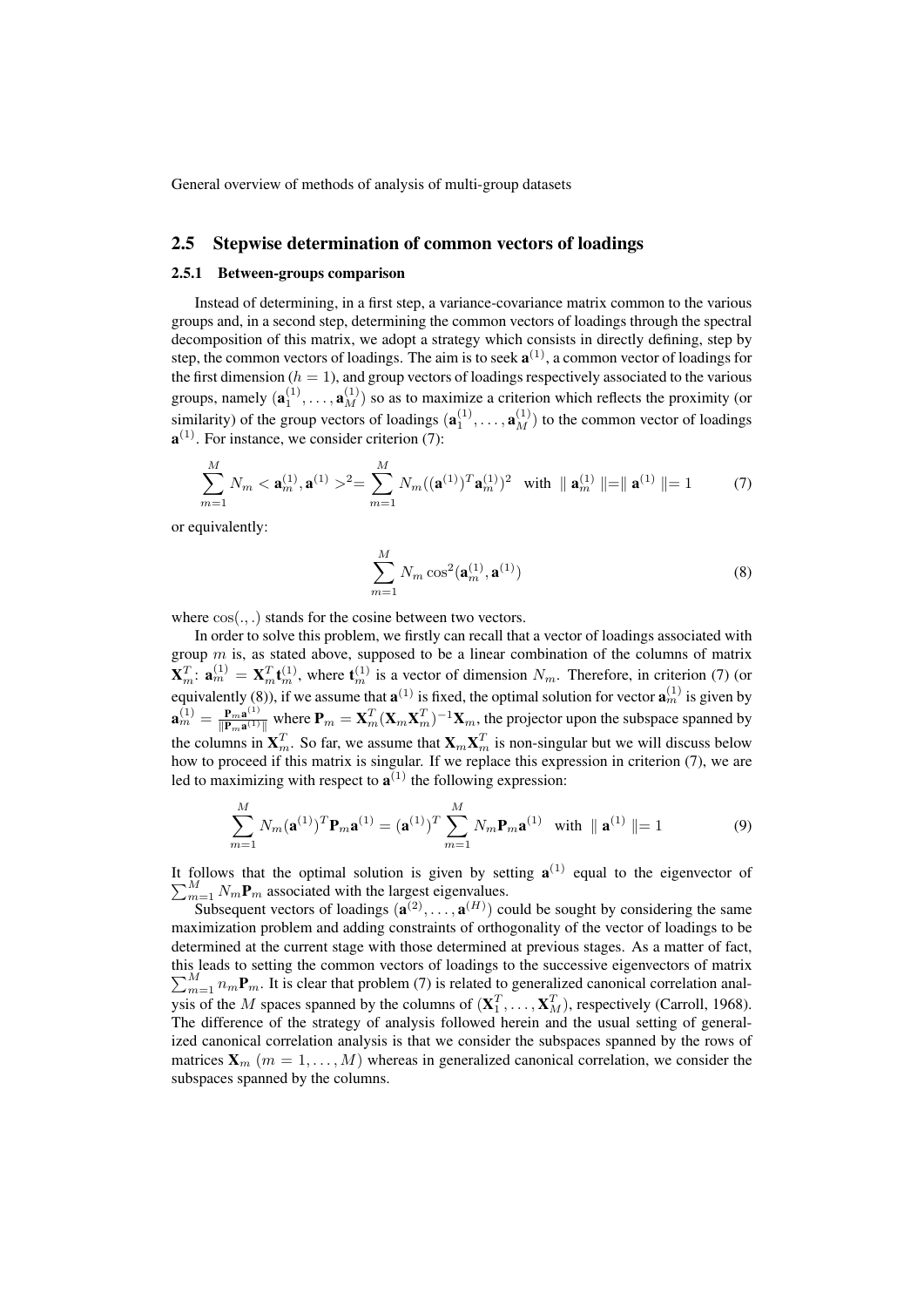## 2.5 Stepwise determination of common vectors of loadings

### 2.5.1 Between-groups comparison

Instead of determining, in a first step, a variance-covariance matrix common to the various groups and, in a second step, determining the common vectors of loadings through the spectral decomposition of this matrix, we adopt a strategy which consists in directly defining, step by step, the common vectors of loadings. The aim is to seek $\mathbf{a}^{(1)}$, a common vector of loadings for the first dimension ($h = 1$), and group vectors of loadings respectively associated to the various groups, namely $(\mathbf{a}_1^{(1)}, \ldots, \mathbf{a}_M^{(1)})$ so as to maximize a criterion which reflects the proximity (or similarity) of the group vectors of loadings $(\mathbf{a}_1^{(1)}, \ldots, \mathbf{a}_M^{(1)})$ to the common vector of loadings $\mathbf{a}^{(1)}$. For instance, we consider criterion (7):

$$\sum_{m=1}^{M} N_m < \mathbf{a}_m^{(1)}, \mathbf{a}^{(1)} >^2 = \sum_{m=1}^{M} N_m ((\mathbf{a}^{(1)})^T \mathbf{a}_m^{(1)})^2 \quad \text{with} \ \| \mathbf{a}_m^{(1)} \| = \| \mathbf{a}^{(1)} \| = 1 \tag{7}$$

or equivalently:

$$\sum_{m=1}^{M} N_m \cos^2(\mathbf{a}_m^{(1)}, \mathbf{a}^{(1)}) \tag{8}$$

where $\cos(.,.)$ stands for the cosine between two vectors.

In order to solve this problem, we firstly can recall that a vector of loadings associated with group $m$ is, as stated above, supposed to be a linear combination of the columns of matrix $\mathbf{X}_m^T$: $\mathbf{a}_m^{(1)} = \mathbf{X}_m^T \mathbf{t}_m^{(1)}$, where $\mathbf{t}_m^{(1)}$ is a vector of dimension $N_m$. Therefore, in criterion (7) (or equivalently (8)), if we assume that $\mathbf{a}^{(1)}$ is fixed, the optimal solution for vector $\mathbf{a}_m^{(1)}$ is given by $\mathbf{a}_m^{(1)} = \frac{\mathbf{P}_m \mathbf{a}^{(1)}}{\|\mathbf{P}_m \mathbf{a}^{(1)}\|}$ where $\mathbf{P}_m = \mathbf{X}_m^T (\mathbf{X}_m \mathbf{X}_m^T)^{-1} \mathbf{X}_m$, the projector upon the subspace spanned by the columns in $\mathbf{X}_m^T$. So far, we assume that $\mathbf{X}_m \mathbf{X}_m^T$ is non-singular but we will discuss below how to proceed if this matrix is singular. If we replace this expression in criterion (7), we are led to maximizing with respect to $\mathbf{a}^{(1)}$ the following expression:

$$\sum_{m=1}^{M} N_m (\mathbf{a}^{(1)})^T \mathbf{P}_m \mathbf{a}^{(1)} = (\mathbf{a}^{(1)})^T \sum_{m=1}^{M} N_m \mathbf{P}_m \mathbf{a}^{(1)} \quad \text{with} \ \| \mathbf{a}^{(1)} \| = 1 \tag{9}$$

It follows that the optimal solution is given by setting $\mathbf{a}^{(1)}$ equal to the eigenvector of $\sum_{m=1}^{M} N_m \mathbf{P}_m$ associated with the largest eigenvalues.

Subsequent vectors of loadings $(\mathbf{a}^{(2)}, \ldots, \mathbf{a}^{(H)})$ could be sought by considering the same maximization problem and adding constraints of orthogonality of the vector of loadings to be determined at the current stage with those determined at previous stages. As a matter of fact, this leads to setting the common vectors of loadings to the successive eigenvectors of matrix $\sum_{m=1}^{M} n_m \mathbf{P}_m$. It is clear that problem (7) is related to generalized canonical correlation analysis of the $M$ spaces spanned by the columns of $(\mathbf{X}_1^T, \ldots, \mathbf{X}_M^T)$, respectively (Carroll, 1968). The difference of the strategy of analysis followed herein and the usual setting of generalized canonical correlation analysis is that we consider the subspaces spanned by the rows of matrices $\mathbf{X}_m$ ($m = 1, \ldots, M$) whereas in generalized canonical correlation, we consider the subspaces spanned by the columns.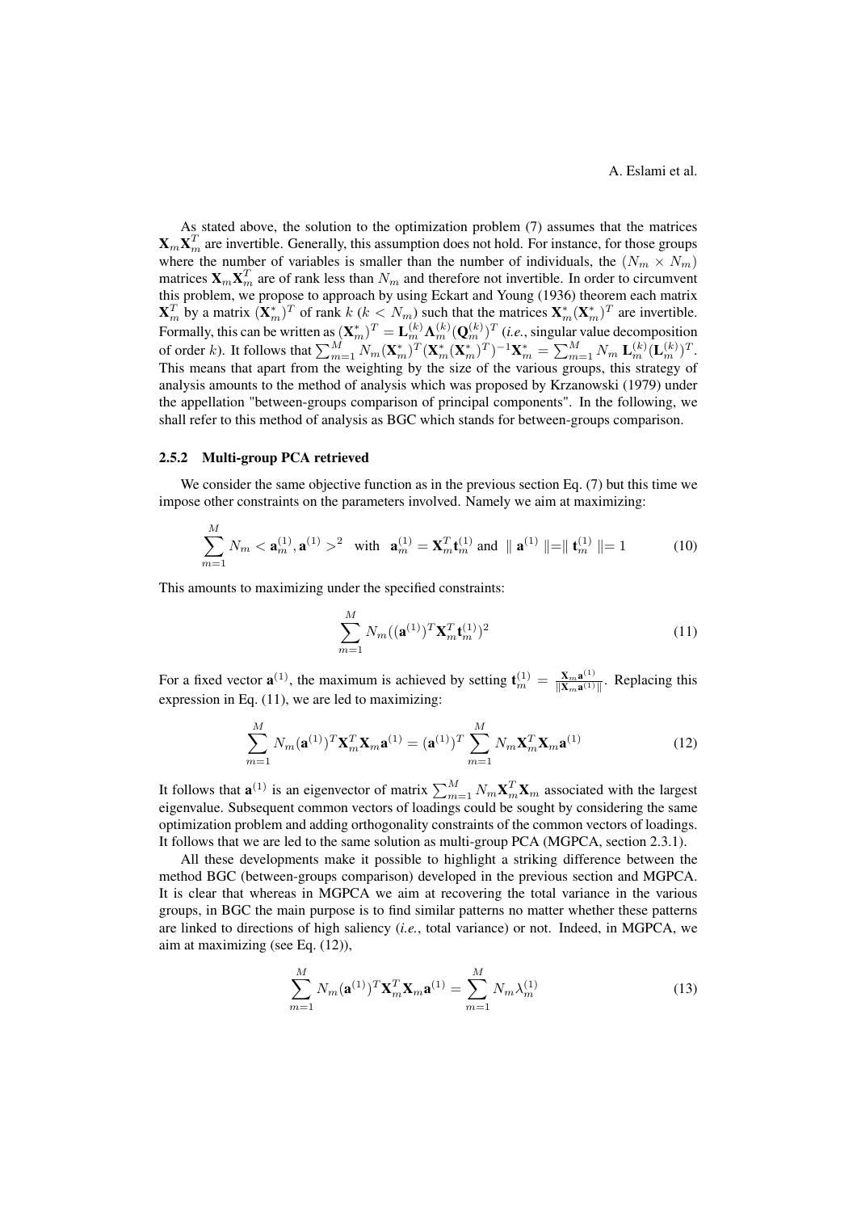As stated above, the solution to the optimization problem (7) assumes that the matrices $\mathbf{X}_m\mathbf{X}_m^T$ are invertible. Generally, this assumption does not hold. For instance, for those groups where the number of variables is smaller than the number of individuals, the $(N_m \times N_m)$ matrices $\mathbf{X}_m\mathbf{X}_m^T$ are of rank less than $N_m$ and therefore not invertible. In order to circumvent this problem, we propose to approach by using Eckart and Young (1936) theorem each matrix $\mathbf{X}_m^T$ by a matrix $(\mathbf{X}_m^*)^T$ of rank $k$ ($k < N_m$) such that the matrices $\mathbf{X}_m^*(\mathbf{X}_m^*)^T$ are invertible. Formally, this can be written as $(\mathbf{X}_m^*)^T = \mathbf{L}_m^{(k)}\mathbf{\Lambda}_m^{(k)}(\mathbf{Q}_m^{(k)})^T$ (*i.e.*, singular value decomposition of order $k$). It follows that $\sum_{m=1}^{M} N_m(\mathbf{X}_m^*)^T(\mathbf{X}_m^*(\mathbf{X}_m^*)^T)^{-1}\mathbf{X}_m^* = \sum_{m=1}^{M} N_m\, \mathbf{L}_m^{(k)}(\mathbf{L}_m^{(k)})^T$. This means that apart from the weighting by the size of the various groups, this strategy of analysis amounts to the method of analysis which was proposed by Krzanowski (1979) under the appellation "between-groups comparison of principal components". In the following, we shall refer to this method of analysis as BGC which stands for between-groups comparison.

### 2.5.2 Multi-group PCA retrieved

We consider the same objective function as in the previous section Eq. (7) but this time we impose other constraints on the parameters involved. Namely we aim at maximizing:

$$\sum_{m=1}^{M} N_m < \mathbf{a}_m^{(1)}, \mathbf{a}^{(1)} >^2 \quad \text{with} \quad \mathbf{a}_m^{(1)} = \mathbf{X}_m^T\mathbf{t}_m^{(1)} \text{ and } \parallel \mathbf{a}^{(1)} \parallel = \parallel \mathbf{t}_m^{(1)} \parallel = 1 \tag{10}$$

This amounts to maximizing under the specified constraints:

$$\sum_{m=1}^{M} N_m((\mathbf{a}^{(1)})^T\mathbf{X}_m^T\mathbf{t}_m^{(1)})^2 \tag{11}$$

For a fixed vector $\mathbf{a}^{(1)}$, the maximum is achieved by setting $\mathbf{t}_m^{(1)} = \frac{\mathbf{X}_m\mathbf{a}^{(1)}}{\|\mathbf{X}_m\mathbf{a}^{(1)}\|}$. Replacing this expression in Eq. (11), we are led to maximizing:

$$\sum_{m=1}^{M} N_m(\mathbf{a}^{(1)})^T\mathbf{X}_m^T\mathbf{X}_m\mathbf{a}^{(1)} = (\mathbf{a}^{(1)})^T \sum_{m=1}^{M} N_m\mathbf{X}_m^T\mathbf{X}_m\mathbf{a}^{(1)} \tag{12}$$

It follows that $\mathbf{a}^{(1)}$ is an eigenvector of matrix $\sum_{m=1}^{M} N_m\mathbf{X}_m^T\mathbf{X}_m$ associated with the largest eigenvalue. Subsequent common vectors of loadings could be sought by considering the same optimization problem and adding orthogonality constraints of the common vectors of loadings. It follows that we are led to the same solution as multi-group PCA (MGPCA, section 2.3.1).

All these developments make it possible to highlight a striking difference between the method BGC (between-groups comparison) developed in the previous section and MGPCA. It is clear that whereas in MGPCA we aim at recovering the total variance in the various groups, in BGC the main purpose is to find similar patterns no matter whether these patterns are linked to directions of high saliency (*i.e.*, total variance) or not. Indeed, in MGPCA, we aim at maximizing (see Eq. (12)),

$$\sum_{m=1}^{M} N_m(\mathbf{a}^{(1)})^T\mathbf{X}_m^T\mathbf{X}_m\mathbf{a}^{(1)} = \sum_{m=1}^{M} N_m\lambda_m^{(1)} \tag{13}$$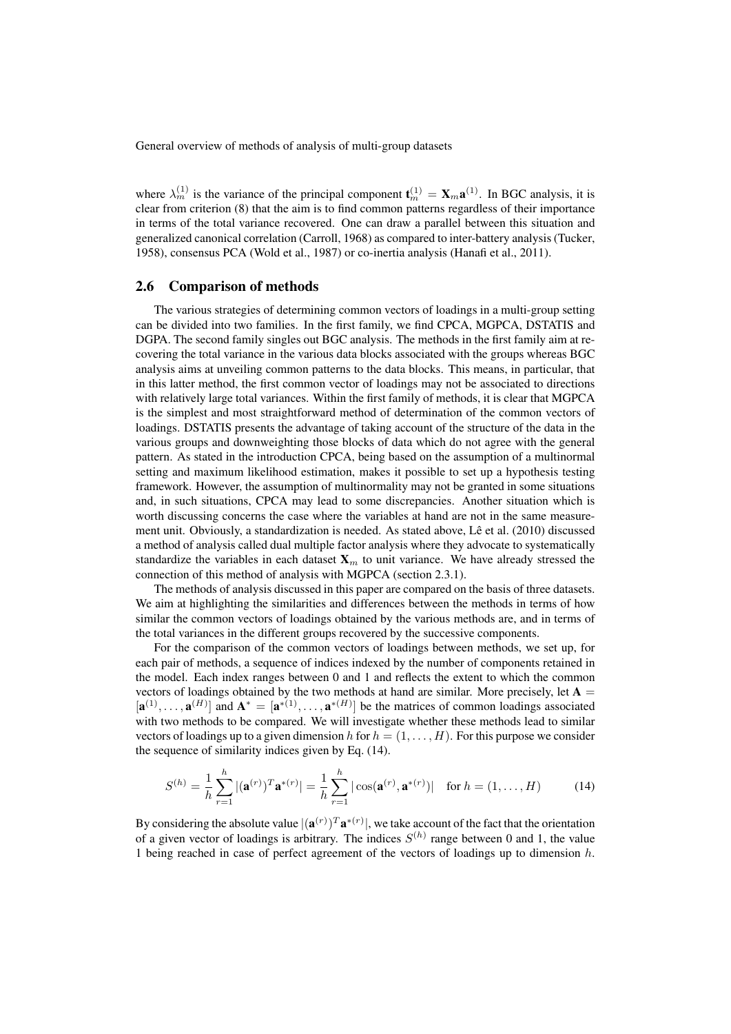where $\lambda_m^{(1)}$ is the variance of the principal component $\mathbf{t}_m^{(1)} = \mathbf{X}_m \mathbf{a}^{(1)}$. In BGC analysis, it is clear from criterion (8) that the aim is to find common patterns regardless of their importance in terms of the total variance recovered. One can draw a parallel between this situation and generalized canonical correlation (Carroll, 1968) as compared to inter-battery analysis (Tucker, 1958), consensus PCA (Wold et al., 1987) or co-inertia analysis (Hanafi et al., 2011).

## 2.6 Comparison of methods

The various strategies of determining common vectors of loadings in a multi-group setting can be divided into two families. In the first family, we find CPCA, MGPCA, DSTATIS and DGPA. The second family singles out BGC analysis. The methods in the first family aim at recovering the total variance in the various data blocks associated with the groups whereas BGC analysis aims at unveiling common patterns to the data blocks. This means, in particular, that in this latter method, the first common vector of loadings may not be associated to directions with relatively large total variances. Within the first family of methods, it is clear that MGPCA is the simplest and most straightforward method of determination of the common vectors of loadings. DSTATIS presents the advantage of taking account of the structure of the data in the various groups and downweighting those blocks of data which do not agree with the general pattern. As stated in the introduction CPCA, being based on the assumption of a multinormal setting and maximum likelihood estimation, makes it possible to set up a hypothesis testing framework. However, the assumption of multinormality may not be granted in some situations and, in such situations, CPCA may lead to some discrepancies. Another situation which is worth discussing concerns the case where the variables at hand are not in the same measurement unit. Obviously, a standardization is needed. As stated above, Lê et al. (2010) discussed a method of analysis called dual multiple factor analysis where they advocate to systematically standardize the variables in each dataset $\mathbf{X}_m$ to unit variance. We have already stressed the connection of this method of analysis with MGPCA (section 2.3.1).

The methods of analysis discussed in this paper are compared on the basis of three datasets. We aim at highlighting the similarities and differences between the methods in terms of how similar the common vectors of loadings obtained by the various methods are, and in terms of the total variances in the different groups recovered by the successive components.

For the comparison of the common vectors of loadings between methods, we set up, for each pair of methods, a sequence of indices indexed by the number of components retained in the model. Each index ranges between 0 and 1 and reflects the extent to which the common vectors of loadings obtained by the two methods at hand are similar. More precisely, let $\mathbf{A} = [\mathbf{a}^{(1)}, \ldots, \mathbf{a}^{(H)}]$ and $\mathbf{A}^* = [\mathbf{a}^{*(1)}, \ldots, \mathbf{a}^{*(H)}]$ be the matrices of common loadings associated with two methods to be compared. We will investigate whether these methods lead to similar vectors of loadings up to a given dimension $h$ for $h = (1, \ldots, H)$. For this purpose we consider the sequence of similarity indices given by Eq. (14).

$$S^{(h)} = \frac{1}{h} \sum_{r=1}^{h} |(\mathbf{a}^{(r)})^T \mathbf{a}^{*(r)}| = \frac{1}{h} \sum_{r=1}^{h} |\cos(\mathbf{a}^{(r)}, \mathbf{a}^{*(r)})| \quad \text{for } h = (1, \ldots, H) \tag{14}$$

By considering the absolute value $|(\mathbf{a}^{(r)})^T \mathbf{a}^{*(r)}|$, we take account of the fact that the orientation of a given vector of loadings is arbitrary. The indices $S^{(h)}$ range between 0 and 1, the value 1 being reached in case of perfect agreement of the vectors of loadings up to dimension $h$.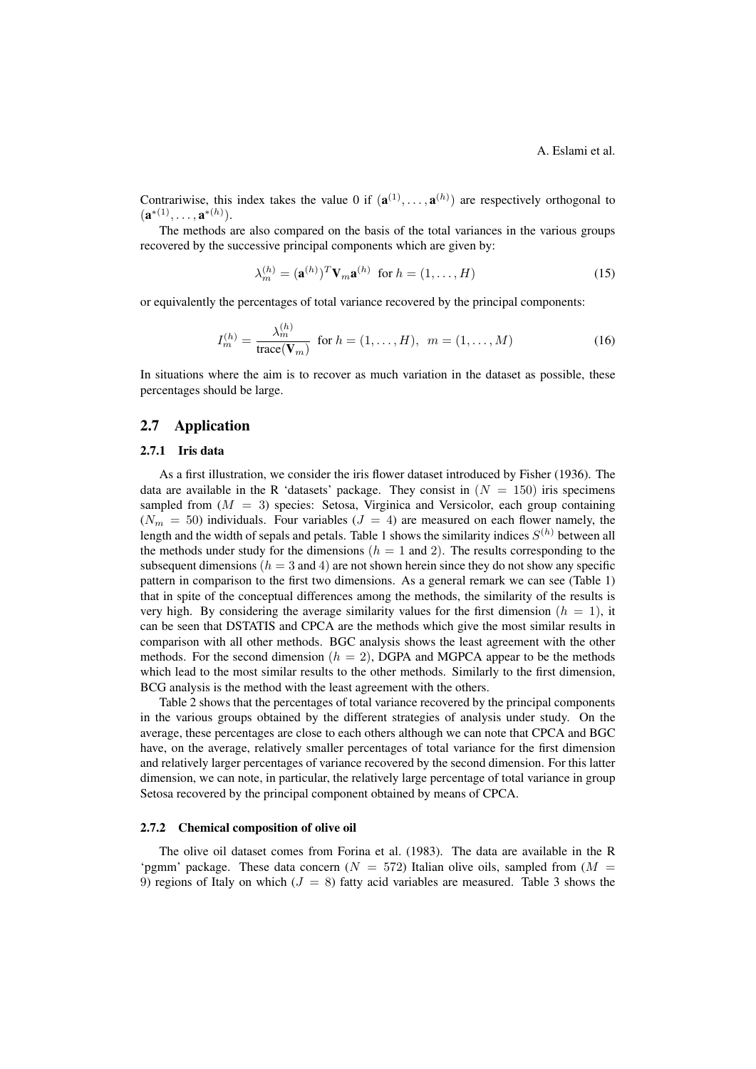Contrariwise, this index takes the value 0 if $(\mathbf{a}^{(1)}, \ldots, \mathbf{a}^{(h)})$ are respectively orthogonal to $(\mathbf{a}^{*(1)}, \ldots, \mathbf{a}^{*(h)})$.

The methods are also compared on the basis of the total variances in the various groups recovered by the successive principal components which are given by:

$$\lambda_m^{(h)} = (\mathbf{a}^{(h)})^T \mathbf{V}_m \mathbf{a}^{(h)} \text{ for } h = (1, \ldots, H) \tag{15}$$

or equivalently the percentages of total variance recovered by the principal components:

$$I_m^{(h)} = \frac{\lambda_m^{(h)}}{\text{trace}(\mathbf{V}_m)} \text{ for } h = (1, \ldots, H), \; m = (1, \ldots, M) \tag{16}$$

In situations where the aim is to recover as much variation in the dataset as possible, these percentages should be large.

## 2.7 Application

### 2.7.1 Iris data

As a first illustration, we consider the iris flower dataset introduced by Fisher (1936). The data are available in the R 'datasets' package. They consist in ($N = 150$) iris specimens sampled from ($M = 3$) species: Setosa, Virginica and Versicolor, each group containing ($N_m = 50$) individuals. Four variables ($J = 4$) are measured on each flower namely, the length and the width of sepals and petals. Table 1 shows the similarity indices $S^{(h)}$ between all the methods under study for the dimensions ($h = 1$ and $2$). The results corresponding to the subsequent dimensions ($h = 3$ and $4$) are not shown herein since they do not show any specific pattern in comparison to the first two dimensions. As a general remark we can see (Table 1) that in spite of the conceptual differences among the methods, the similarity of the results is very high. By considering the average similarity values for the first dimension ($h = 1$), it can be seen that DSTATIS and CPCA are the methods which give the most similar results in comparison with all other methods. BGC analysis shows the least agreement with the other methods. For the second dimension ($h = 2$), DGPA and MGPCA appear to be the methods which lead to the most similar results to the other methods. Similarly to the first dimension, BCG analysis is the method with the least agreement with the others.

Table 2 shows that the percentages of total variance recovered by the principal components in the various groups obtained by the different strategies of analysis under study. On the average, these percentages are close to each others although we can note that CPCA and BGC have, on the average, relatively smaller percentages of total variance for the first dimension and relatively larger percentages of variance recovered by the second dimension. For this latter dimension, we can note, in particular, the relatively large percentage of total variance in group Setosa recovered by the principal component obtained by means of CPCA.

### 2.7.2 Chemical composition of olive oil

The olive oil dataset comes from Forina et al. (1983). The data are available in the R 'pgmm' package. These data concern ($N = 572$) Italian olive oils, sampled from ($M = 9$) regions of Italy on which ($J = 8$) fatty acid variables are measured. Table 3 shows the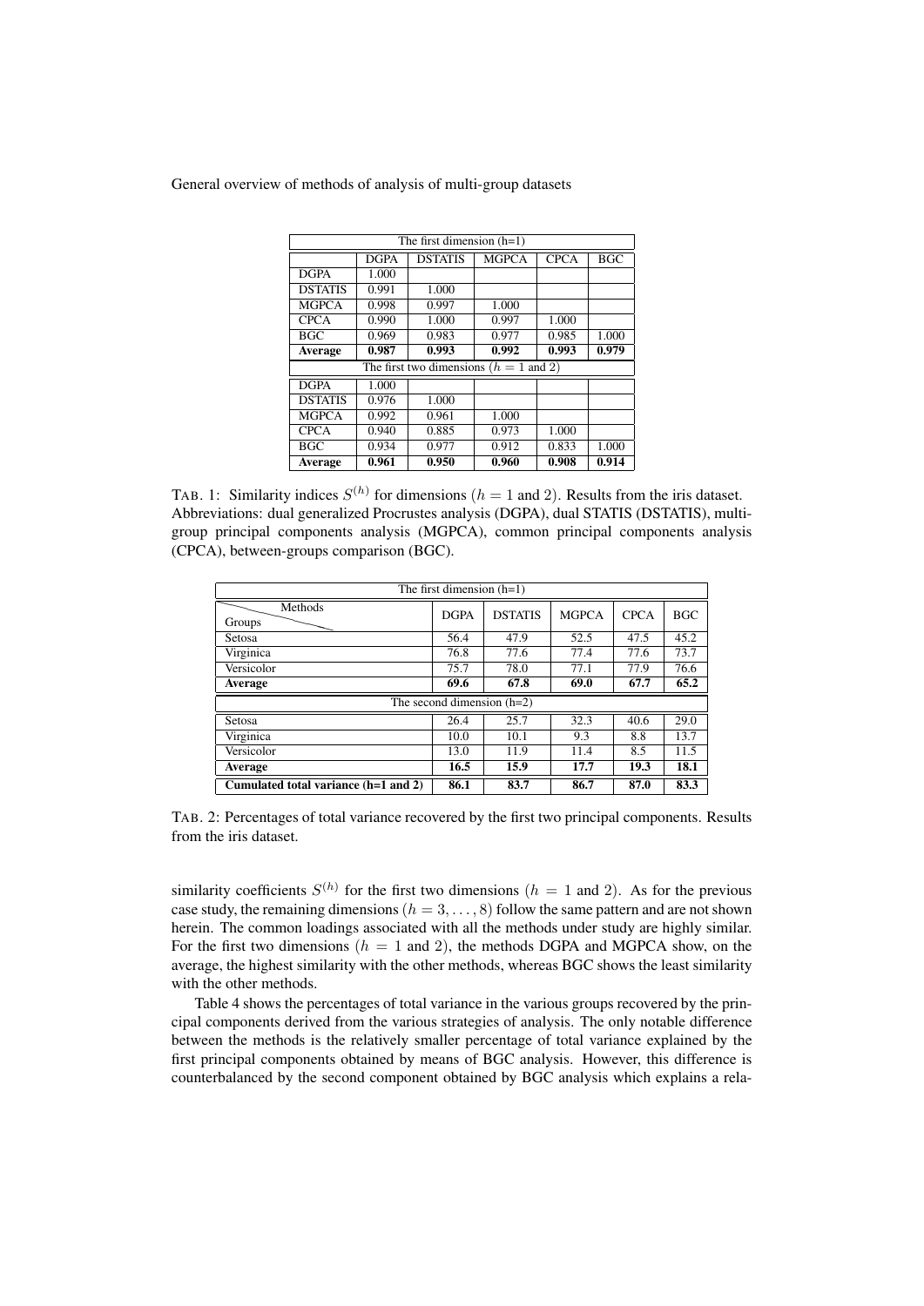| The first dimension (h=1) | | | | | |
|---|---|---|---|---|---|
| | DGPA | DSTATIS | MGPCA | CPCA | BGC |
| DGPA | 1.000 | | | | |
| DSTATIS | 0.991 | 1.000 | | | |
| MGPCA | 0.998 | 0.997 | 1.000 | | |
| CPCA | 0.990 | 1.000 | 0.997 | 1.000 | |
| BGC | 0.969 | 0.983 | 0.977 | 0.985 | 1.000 |
| **Average** | **0.987** | **0.993** | **0.992** | **0.993** | **0.979** |
| The first two dimensions ($h = 1$ and 2) | | | | | |
| DGPA | 1.000 | | | | |
| DSTATIS | 0.976 | 1.000 | | | |
| MGPCA | 0.992 | 0.961 | 1.000 | | |
| CPCA | 0.940 | 0.885 | 0.973 | 1.000 | |
| BGC | 0.934 | 0.977 | 0.912 | 0.833 | 1.000 |
| **Average** | **0.961** | **0.950** | **0.960** | **0.908** | **0.914** |

TAB. 1: Similarity indices $S^{(h)}$ for dimensions ($h = 1$ and 2). Results from the iris dataset. Abbreviations: dual generalized Procrustes analysis (DGPA), dual STATIS (DSTATIS), multi-group principal components analysis (MGPCA), common principal components analysis (CPCA), between-groups comparison (BGC).

| The first dimension (h=1) | | | | | |
|---|---|---|---|---|---|
| Groups \ Methods | DGPA | DSTATIS | MGPCA | CPCA | BGC |
| Setosa | 56.4 | 47.9 | 52.5 | 47.5 | 45.2 |
| Virginica | 76.8 | 77.6 | 77.4 | 77.6 | 73.7 |
| Versicolor | 75.7 | 78.0 | 77.1 | 77.9 | 76.6 |
| **Average** | **69.6** | **67.8** | **69.0** | **67.7** | **65.2** |
| The second dimension (h=2) | | | | | |
| Setosa | 26.4 | 25.7 | 32.3 | 40.6 | 29.0 |
| Virginica | 10.0 | 10.1 | 9.3 | 8.8 | 13.7 |
| Versicolor | 13.0 | 11.9 | 11.4 | 8.5 | 11.5 |
| **Average** | **16.5** | **15.9** | **17.7** | **19.3** | **18.1** |
| **Cumulated total variance (h=1 and 2)** | **86.1** | **83.7** | **86.7** | **87.0** | **83.3** |

TAB. 2: Percentages of total variance recovered by the first two principal components. Results from the iris dataset.

similarity coefficients $S^{(h)}$ for the first two dimensions ($h = 1$ and 2). As for the previous case study, the remaining dimensions ($h = 3, \ldots, 8$) follow the same pattern and are not shown herein. The common loadings associated with all the methods under study are highly similar. For the first two dimensions ($h = 1$ and 2), the methods DGPA and MGPCA show, on the average, the highest similarity with the other methods, whereas BGC shows the least similarity with the other methods.

Table 4 shows the percentages of total variance in the various groups recovered by the principal components derived from the various strategies of analysis. The only notable difference between the methods is the relatively smaller percentage of total variance explained by the first principal components obtained by means of BGC analysis. However, this difference is counterbalanced by the second component obtained by BGC analysis which explains a rela-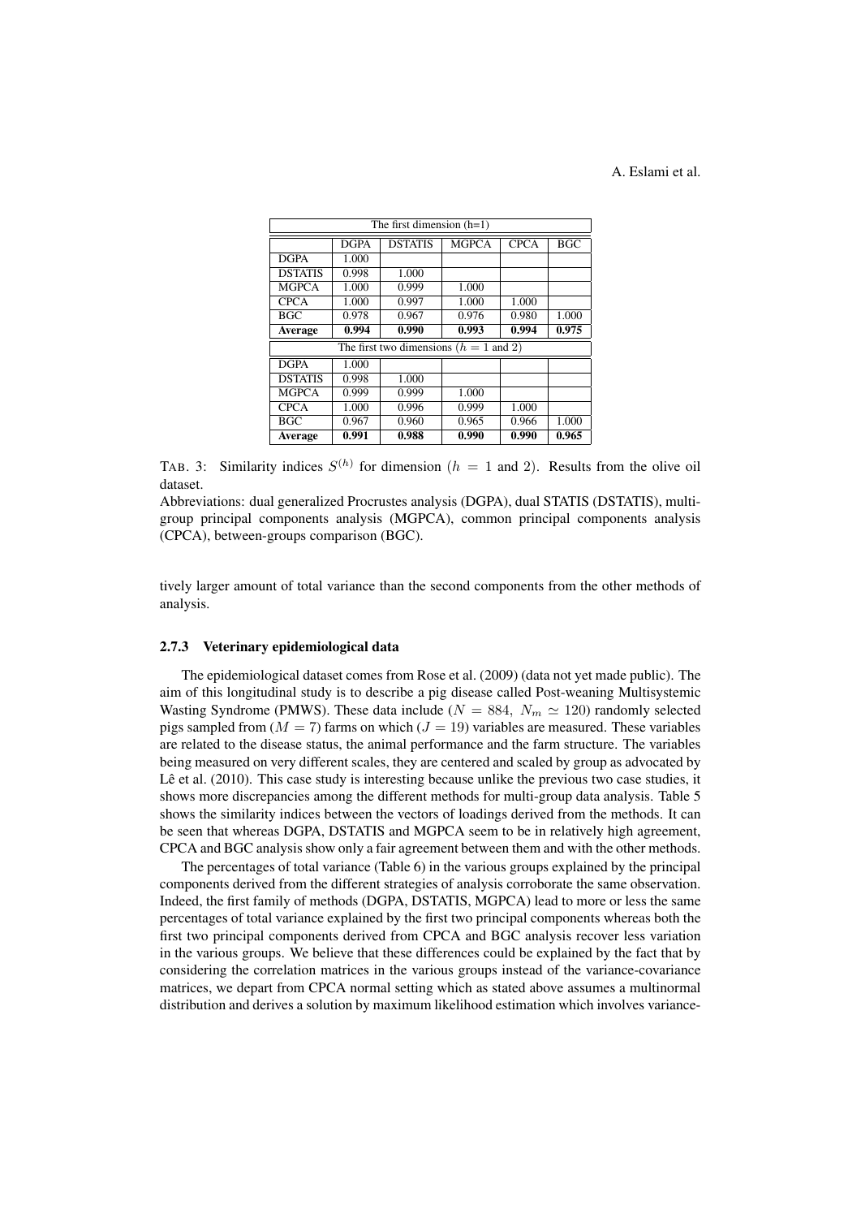| The first dimension (h=1) | | | | | |
|---|---|---|---|---|---|
| | DGPA | DSTATIS | MGPCA | CPCA | BGC |
| DGPA | 1.000 | | | | |
| DSTATIS | 0.998 | 1.000 | | | |
| MGPCA | 1.000 | 0.999 | 1.000 | | |
| CPCA | 1.000 | 0.997 | 1.000 | 1.000 | |
| BGC | 0.978 | 0.967 | 0.976 | 0.980 | 1.000 |
| **Average** | **0.994** | **0.990** | **0.993** | **0.994** | **0.975** |
| The first two dimensions ($h = 1$ and $2$) | | | | | |
| DGPA | 1.000 | | | | |
| DSTATIS | 0.998 | 1.000 | | | |
| MGPCA | 0.999 | 0.999 | 1.000 | | |
| CPCA | 1.000 | 0.996 | 0.999 | 1.000 | |
| BGC | 0.967 | 0.960 | 0.965 | 0.966 | 1.000 |
| **Average** | **0.991** | **0.988** | **0.990** | **0.990** | **0.965** |

TAB. 3: Similarity indices $S^{(h)}$ for dimension ($h = 1$ and $2$). Results from the olive oil dataset.
Abbreviations: dual generalized Procrustes analysis (DGPA), dual STATIS (DSTATIS), multi-group principal components analysis (MGPCA), common principal components analysis (CPCA), between-groups comparison (BGC).

tively larger amount of total variance than the second components from the other methods of analysis.

### 2.7.3 Veterinary epidemiological data

The epidemiological dataset comes from Rose et al. (2009) (data not yet made public). The aim of this longitudinal study is to describe a pig disease called Post-weaning Multisystemic Wasting Syndrome (PMWS). These data include ($N = 884$, $N_m \simeq 120$) randomly selected pigs sampled from ($M = 7$) farms on which ($J = 19$) variables are measured. These variables are related to the disease status, the animal performance and the farm structure. The variables being measured on very different scales, they are centered and scaled by group as advocated by Lê et al. (2010). This case study is interesting because unlike the previous two case studies, it shows more discrepancies among the different methods for multi-group data analysis. Table 5 shows the similarity indices between the vectors of loadings derived from the methods. It can be seen that whereas DGPA, DSTATIS and MGPCA seem to be in relatively high agreement, CPCA and BGC analysis show only a fair agreement between them and with the other methods.

The percentages of total variance (Table 6) in the various groups explained by the principal components derived from the different strategies of analysis corroborate the same observation. Indeed, the first family of methods (DGPA, DSTATIS, MGPCA) lead to more or less the same percentages of total variance explained by the first two principal components whereas both the first two principal components derived from CPCA and BGC analysis recover less variation in the various groups. We believe that these differences could be explained by the fact that by considering the correlation matrices in the various groups instead of the variance-covariance matrices, we depart from CPCA normal setting which as stated above assumes a multinormal distribution and derives a solution by maximum likelihood estimation which involves variance-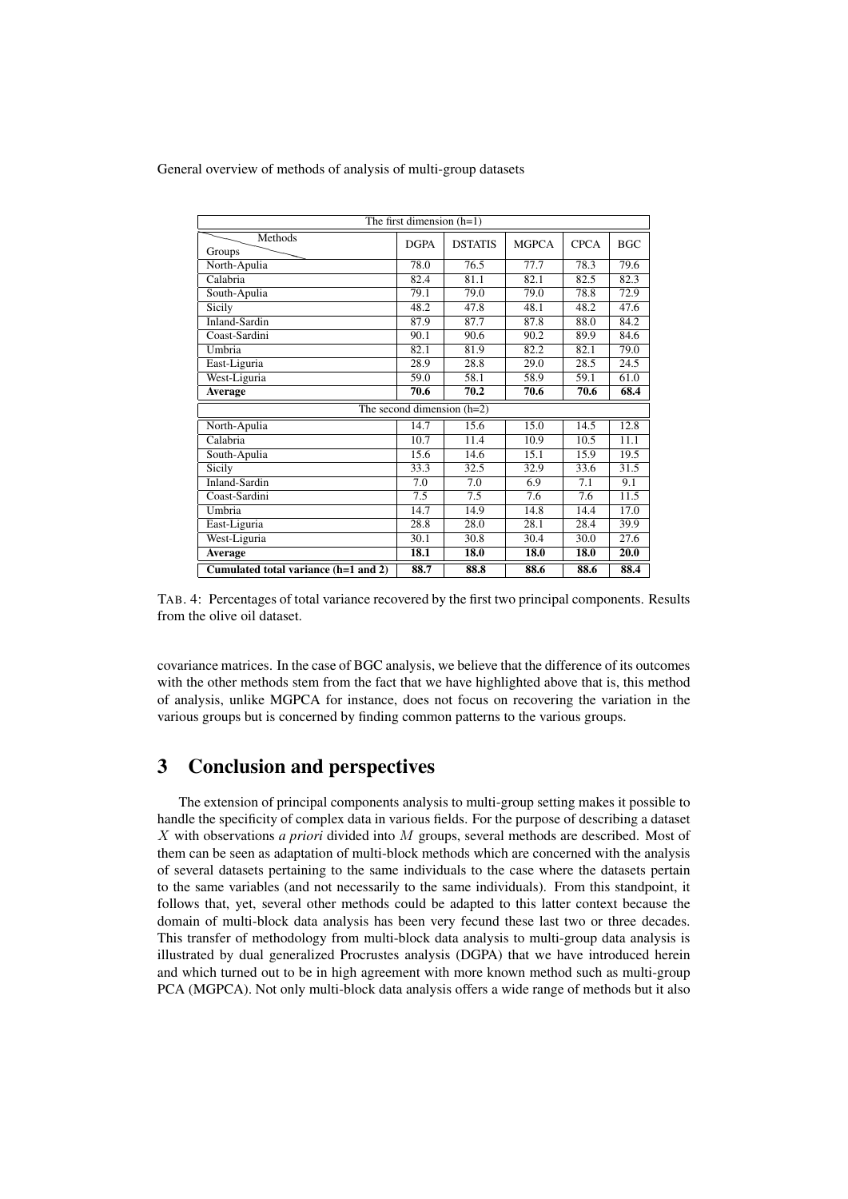| The first dimension (h=1) | | | | | |
|---|---|---|---|---|---|
| Groups \ Methods | DGPA | DSTATIS | MGPCA | CPCA | BGC |
| North-Apulia | 78.0 | 76.5 | 77.7 | 78.3 | 79.6 |
| Calabria | 82.4 | 81.1 | 82.1 | 82.5 | 82.3 |
| South-Apulia | 79.1 | 79.0 | 79.0 | 78.8 | 72.9 |
| Sicily | 48.2 | 47.8 | 48.1 | 48.2 | 47.6 |
| Inland-Sardin | 87.9 | 87.7 | 87.8 | 88.0 | 84.2 |
| Coast-Sardini | 90.1 | 90.6 | 90.2 | 89.9 | 84.6 |
| Umbria | 82.1 | 81.9 | 82.2 | 82.1 | 79.0 |
| East-Liguria | 28.9 | 28.8 | 29.0 | 28.5 | 24.5 |
| West-Liguria | 59.0 | 58.1 | 58.9 | 59.1 | 61.0 |
| **Average** | **70.6** | **70.2** | **70.6** | **70.6** | **68.4** |
| The second dimension (h=2) | | | | | |
| North-Apulia | 14.7 | 15.6 | 15.0 | 14.5 | 12.8 |
| Calabria | 10.7 | 11.4 | 10.9 | 10.5 | 11.1 |
| South-Apulia | 15.6 | 14.6 | 15.1 | 15.9 | 19.5 |
| Sicily | 33.3 | 32.5 | 32.9 | 33.6 | 31.5 |
| Inland-Sardin | 7.0 | 7.0 | 6.9 | 7.1 | 9.1 |
| Coast-Sardini | 7.5 | 7.5 | 7.6 | 7.6 | 11.5 |
| Umbria | 14.7 | 14.9 | 14.8 | 14.4 | 17.0 |
| East-Liguria | 28.8 | 28.0 | 28.1 | 28.4 | 39.9 |
| West-Liguria | 30.1 | 30.8 | 30.4 | 30.0 | 27.6 |
| **Average** | **18.1** | **18.0** | **18.0** | **18.0** | **20.0** |
| **Cumulated total variance (h=1 and 2)** | **88.7** | **88.8** | **88.6** | **88.6** | **88.4** |

TAB. 4: Percentages of total variance recovered by the first two principal components. Results from the olive oil dataset.

covariance matrices. In the case of BGC analysis, we believe that the difference of its outcomes with the other methods stem from the fact that we have highlighted above that is, this method of analysis, unlike MGPCA for instance, does not focus on recovering the variation in the various groups but is concerned by finding common patterns to the various groups.

# 3 Conclusion and perspectives

The extension of principal components analysis to multi-group setting makes it possible to handle the specificity of complex data in various fields. For the purpose of describing a dataset $X$ with observations *a priori* divided into $M$ groups, several methods are described. Most of them can be seen as adaptation of multi-block methods which are concerned with the analysis of several datasets pertaining to the same individuals to the case where the datasets pertain to the same variables (and not necessarily to the same individuals). From this standpoint, it follows that, yet, several other methods could be adapted to this latter context because the domain of multi-block data analysis has been very fecund these last two or three decades. This transfer of methodology from multi-block data analysis to multi-group data analysis is illustrated by dual generalized Procrustes analysis (DGPA) that we have introduced herein and which turned out to be in high agreement with more known method such as multi-group PCA (MGPCA). Not only multi-block data analysis offers a wide range of methods but it also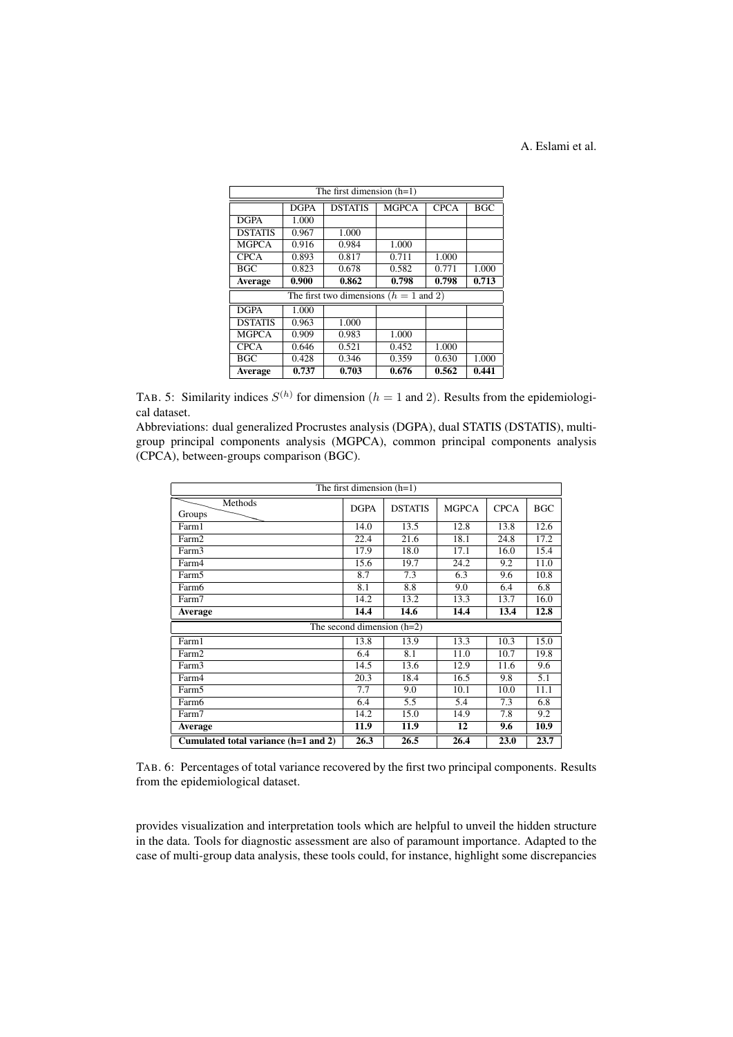| The first dimension (h=1) | | | | | |
|---|---|---|---|---|---|
| | DGPA | DSTATIS | MGPCA | CPCA | BGC |
| DGPA | 1.000 | | | | |
| DSTATIS | 0.967 | 1.000 | | | |
| MGPCA | 0.916 | 0.984 | 1.000 | | |
| CPCA | 0.893 | 0.817 | 0.711 | 1.000 | |
| BGC | 0.823 | 0.678 | 0.582 | 0.771 | 1.000 |
| **Average** | **0.900** | **0.862** | **0.798** | **0.798** | **0.713** |
| The first two dimensions ($h = 1$ and 2) | | | | | |
| DGPA | 1.000 | | | | |
| DSTATIS | 0.963 | 1.000 | | | |
| MGPCA | 0.909 | 0.983 | 1.000 | | |
| CPCA | 0.646 | 0.521 | 0.452 | 1.000 | |
| BGC | 0.428 | 0.346 | 0.359 | 0.630 | 1.000 |
| **Average** | **0.737** | **0.703** | **0.676** | **0.562** | **0.441** |

TAB. 5: Similarity indices $S^{(h)}$ for dimension ($h = 1$ and 2). Results from the epidemiological dataset.
Abbreviations: dual generalized Procrustes analysis (DGPA), dual STATIS (DSTATIS), multi-group principal components analysis (MGPCA), common principal components analysis (CPCA), between-groups comparison (BGC).

| The first dimension (h=1) | | | | | |
|---|---|---|---|---|---|
| Methods / Groups | DGPA | DSTATIS | MGPCA | CPCA | BGC |
| Farm1 | 14.0 | 13.5 | 12.8 | 13.8 | 12.6 |
| Farm2 | 22.4 | 21.6 | 18.1 | 24.8 | 17.2 |
| Farm3 | 17.9 | 18.0 | 17.1 | 16.0 | 15.4 |
| Farm4 | 15.6 | 19.7 | 24.2 | 9.2 | 11.0 |
| Farm5 | 8.7 | 7.3 | 6.3 | 9.6 | 10.8 |
| Farm6 | 8.1 | 8.8 | 9.0 | 6.4 | 6.8 |
| Farm7 | 14.2 | 13.2 | 13.3 | 13.7 | 16.0 |
| **Average** | **14.4** | **14.6** | **14.4** | **13.4** | **12.8** |
| The second dimension (h=2) | | | | | |
| Farm1 | 13.8 | 13.9 | 13.3 | 10.3 | 15.0 |
| Farm2 | 6.4 | 8.1 | 11.0 | 10.7 | 19.8 |
| Farm3 | 14.5 | 13.6 | 12.9 | 11.6 | 9.6 |
| Farm4 | 20.3 | 18.4 | 16.5 | 9.8 | 5.1 |
| Farm5 | 7.7 | 9.0 | 10.1 | 10.0 | 11.1 |
| Farm6 | 6.4 | 5.5 | 5.4 | 7.3 | 6.8 |
| Farm7 | 14.2 | 15.0 | 14.9 | 7.8 | 9.2 |
| **Average** | **11.9** | **11.9** | **12** | **9.6** | **10.9** |
| **Cumulated total variance (h=1 and 2)** | **26.3** | **26.5** | **26.4** | **23.0** | **23.7** |

TAB. 6: Percentages of total variance recovered by the first two principal components. Results from the epidemiological dataset.

provides visualization and interpretation tools which are helpful to unveil the hidden structure in the data. Tools for diagnostic assessment are also of paramount importance. Adapted to the case of multi-group data analysis, these tools could, for instance, highlight some discrepancies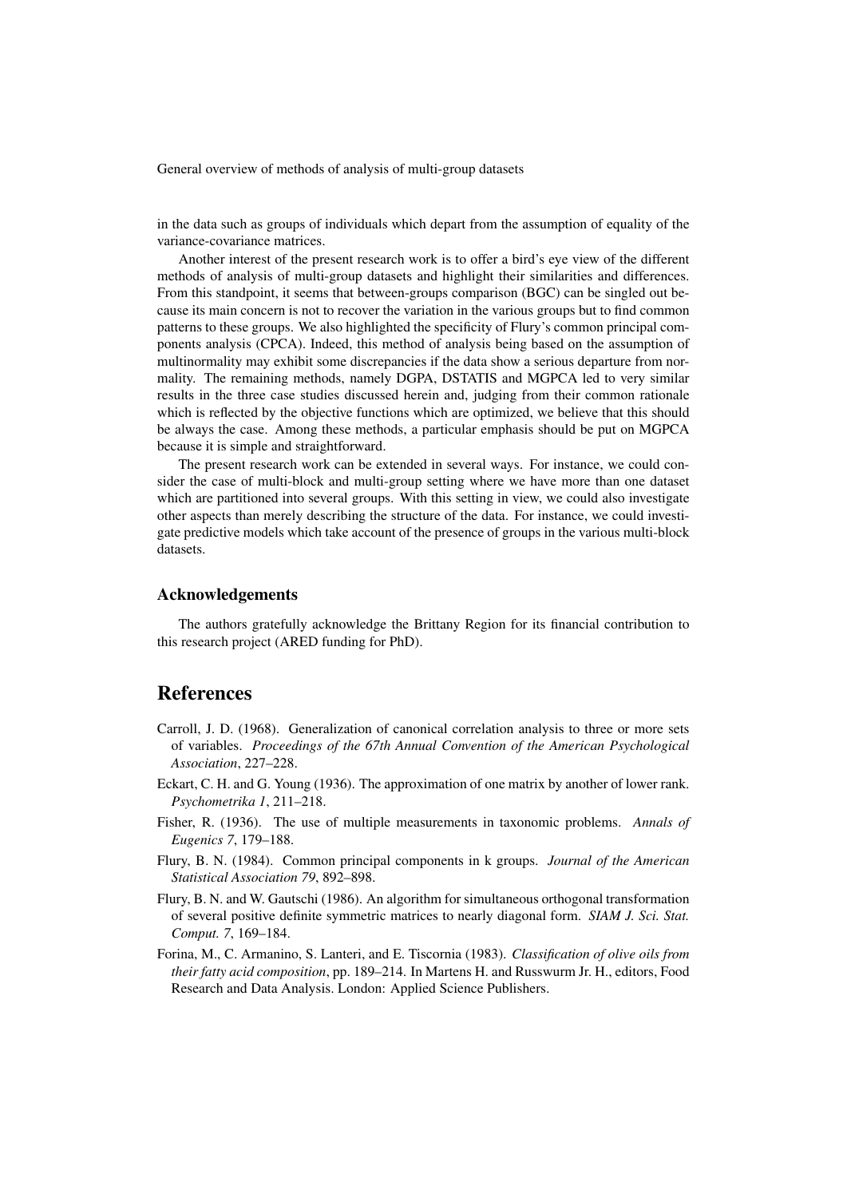in the data such as groups of individuals which depart from the assumption of equality of the variance-covariance matrices.

Another interest of the present research work is to offer a bird's eye view of the different methods of analysis of multi-group datasets and highlight their similarities and differences. From this standpoint, it seems that between-groups comparison (BGC) can be singled out because its main concern is not to recover the variation in the various groups but to find common patterns to these groups. We also highlighted the specificity of Flury's common principal components analysis (CPCA). Indeed, this method of analysis being based on the assumption of multinormality may exhibit some discrepancies if the data show a serious departure from normality. The remaining methods, namely DGPA, DSTATIS and MGPCA led to very similar results in the three case studies discussed herein and, judging from their common rationale which is reflected by the objective functions which are optimized, we believe that this should be always the case. Among these methods, a particular emphasis should be put on MGPCA because it is simple and straightforward.

The present research work can be extended in several ways. For instance, we could consider the case of multi-block and multi-group setting where we have more than one dataset which are partitioned into several groups. With this setting in view, we could also investigate other aspects than merely describing the structure of the data. For instance, we could investigate predictive models which take account of the presence of groups in the various multi-block datasets.

### Acknowledgements

The authors gratefully acknowledge the Brittany Region for its financial contribution to this research project (ARED funding for PhD).

## References

Carroll, J. D. (1968). Generalization of canonical correlation analysis to three or more sets of variables. *Proceedings of the 67th Annual Convention of the American Psychological Association*, 227–228.

Eckart, C. H. and G. Young (1936). The approximation of one matrix by another of lower rank. *Psychometrika 1*, 211–218.

Fisher, R. (1936). The use of multiple measurements in taxonomic problems. *Annals of Eugenics 7*, 179–188.

Flury, B. N. (1984). Common principal components in k groups. *Journal of the American Statistical Association 79*, 892–898.

Flury, B. N. and W. Gautschi (1986). An algorithm for simultaneous orthogonal transformation of several positive definite symmetric matrices to nearly diagonal form. *SIAM J. Sci. Stat. Comput. 7*, 169–184.

Forina, M., C. Armanino, S. Lanteri, and E. Tiscornia (1983). *Classification of olive oils from their fatty acid composition*, pp. 189–214. In Martens H. and Russwurm Jr. H., editors, Food Research and Data Analysis. London: Applied Science Publishers.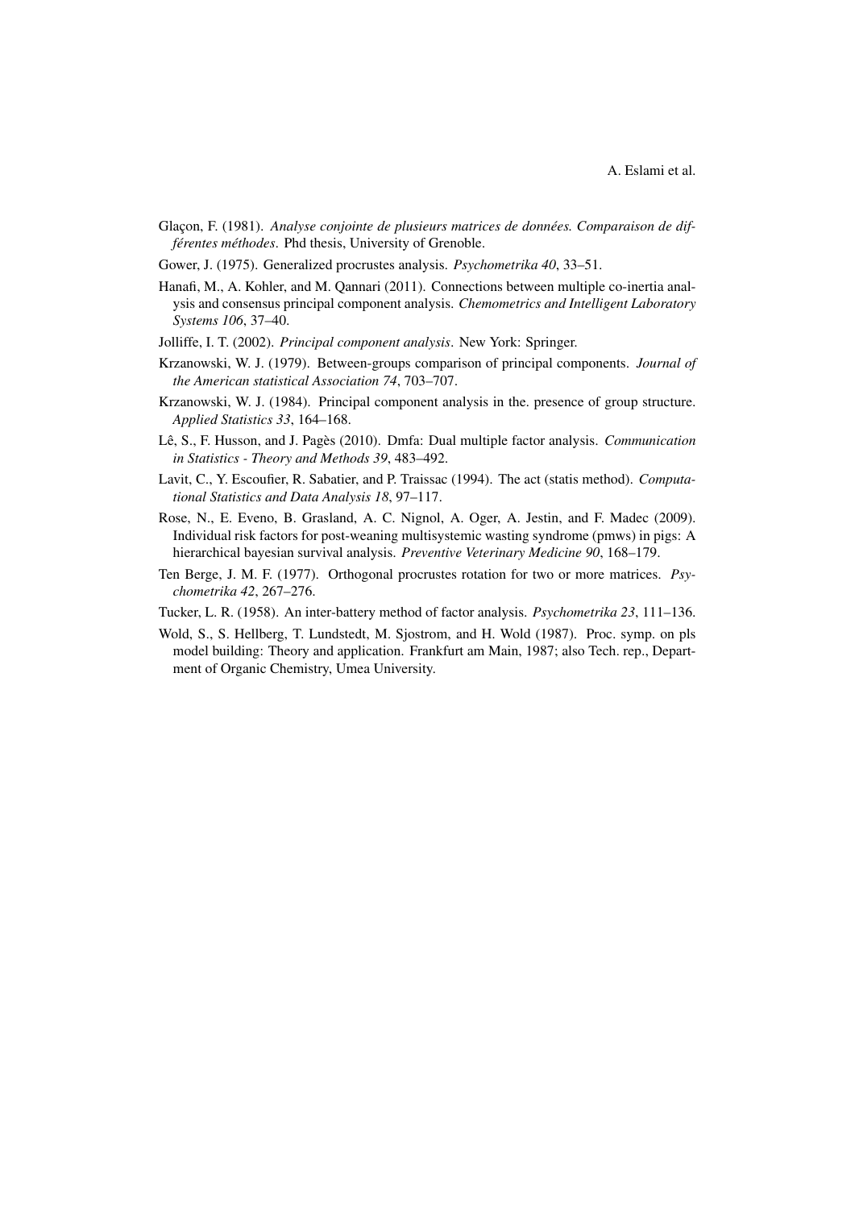Glaçon, F. (1981). *Analyse conjointe de plusieurs matrices de données. Comparaison de différentes méthodes*. Phd thesis, University of Grenoble.

Gower, J. (1975). Generalized procrustes analysis. *Psychometrika 40*, 33–51.

Hanafi, M., A. Kohler, and M. Qannari (2011). Connections between multiple co-inertia analysis and consensus principal component analysis. *Chemometrics and Intelligent Laboratory Systems 106*, 37–40.

Jolliffe, I. T. (2002). *Principal component analysis*. New York: Springer.

Krzanowski, W. J. (1979). Between-groups comparison of principal components. *Journal of the American statistical Association 74*, 703–707.

Krzanowski, W. J. (1984). Principal component analysis in the. presence of group structure. *Applied Statistics 33*, 164–168.

Lê, S., F. Husson, and J. Pagès (2010). Dmfa: Dual multiple factor analysis. *Communication in Statistics - Theory and Methods 39*, 483–492.

Lavit, C., Y. Escoufier, R. Sabatier, and P. Traissac (1994). The act (statis method). *Computational Statistics and Data Analysis 18*, 97–117.

Rose, N., E. Eveno, B. Grasland, A. C. Nignol, A. Oger, A. Jestin, and F. Madec (2009). Individual risk factors for post-weaning multisystemic wasting syndrome (pmws) in pigs: A hierarchical bayesian survival analysis. *Preventive Veterinary Medicine 90*, 168–179.

Ten Berge, J. M. F. (1977). Orthogonal procrustes rotation for two or more matrices. *Psychometrika 42*, 267–276.

Tucker, L. R. (1958). An inter-battery method of factor analysis. *Psychometrika 23*, 111–136.

Wold, S., S. Hellberg, T. Lundstedt, M. Sjostrom, and H. Wold (1987). Proc. symp. on pls model building: Theory and application. Frankfurt am Main, 1987; also Tech. rep., Department of Organic Chemistry, Umea University.